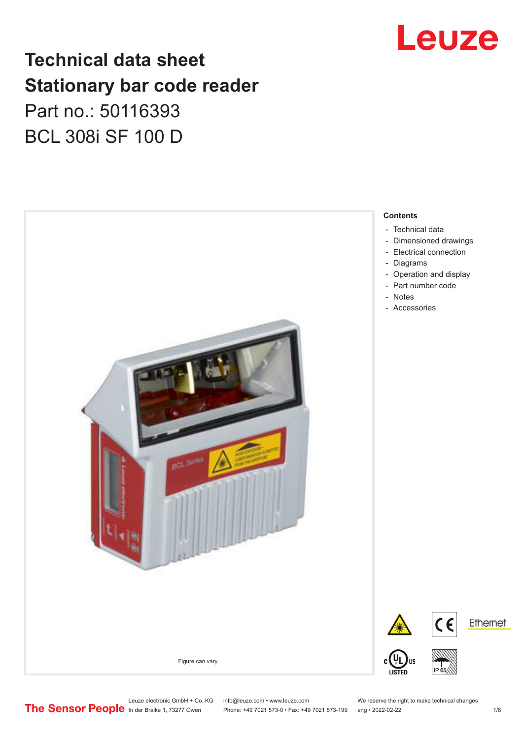# Technical data sheet
# Stationary bar code reader

Part no.: 50116393

BCL 308i SF 100 D

Figure can vary

**Contents**

- Technical data
- Dimensioned drawings
- Electrical connection
- Diagrams
- Operation and display
- Part number code
- Notes
- Accessories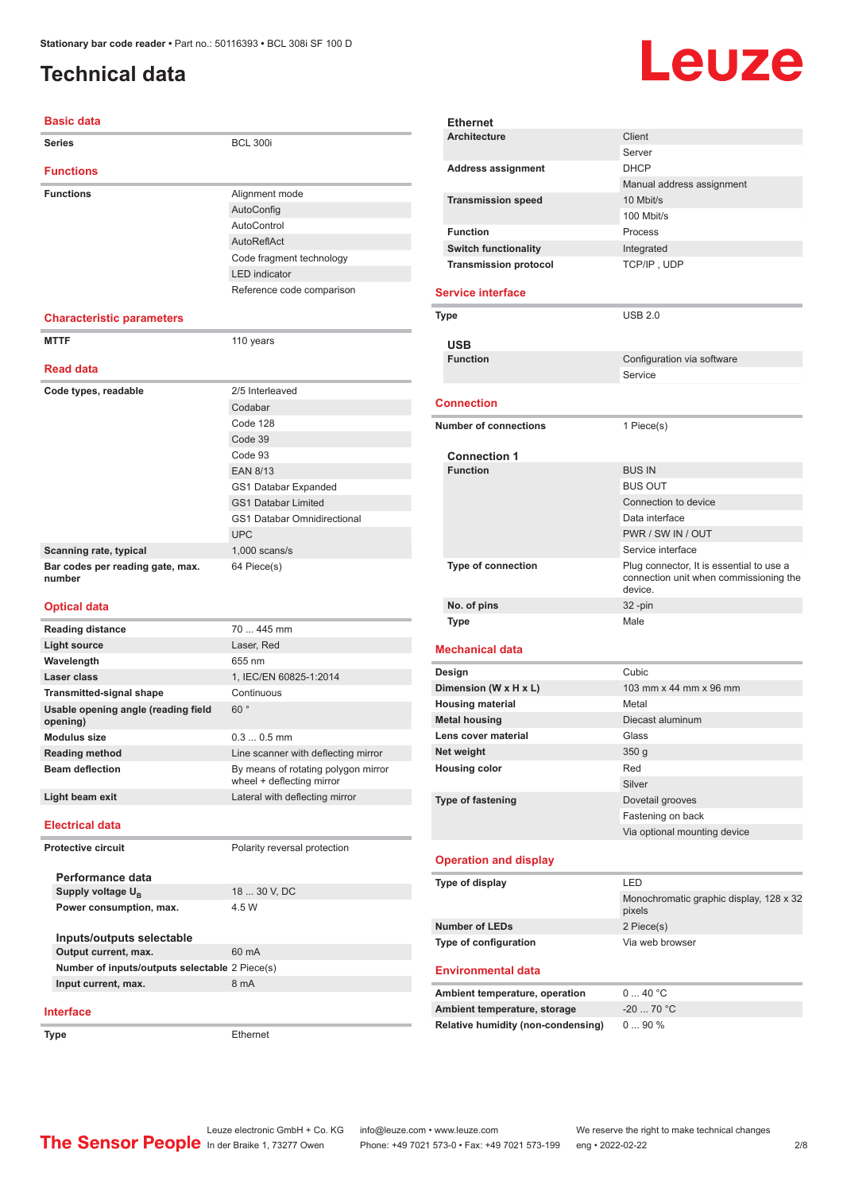# Technical data

## Basic data

| | |
|---|---|
| **Series** | BCL 300i |

## Functions

| | |
|---|---|
| **Functions** | Alignment mode |
| | AutoConfig |
| | AutoControl |
| | AutoReflAct |
| | Code fragment technology |
| | LED indicator |
| | Reference code comparison |

## Characteristic parameters

| | |
|---|---|
| **MTTF** | 110 years |

## Read data

| | |
|---|---|
| **Code types, readable** | 2/5 Interleaved |
| | Codabar |
| | Code 128 |
| | Code 39 |
| | Code 93 |
| | EAN 8/13 |
| | GS1 Databar Expanded |
| | GS1 Databar Limited |
| | GS1 Databar Omnidirectional |
| | UPC |
| **Scanning rate, typical** | 1,000 scans/s |
| **Bar codes per reading gate, max. number** | 64 Piece(s) |

## Optical data

| | |
|---|---|
| **Reading distance** | 70 ... 445 mm |
| **Light source** | Laser, Red |
| **Wavelength** | 655 nm |
| **Laser class** | 1, IEC/EN 60825-1:2014 |
| **Transmitted-signal shape** | Continuous |
| **Usable opening angle (reading field opening)** | 60 ° |
| **Modulus size** | 0.3 ... 0.5 mm |
| **Reading method** | Line scanner with deflecting mirror |
| **Beam deflection** | By means of rotating polygon mirror wheel + deflecting mirror |
| **Light beam exit** | Lateral with deflecting mirror |

## Electrical data

| | |
|---|---|
| **Protective circuit** | Polarity reversal protection |

### Performance data

| | |
|---|---|
| **Supply voltage $U_B$** | 18 ... 30 V, DC |
| **Power consumption, max.** | 4.5 W |

### Inputs/outputs selectable

| | |
|---|---|
| **Output current, max.** | 60 mA |
| **Number of inputs/outputs selectable** | 2 Piece(s) |
| **Input current, max.** | 8 mA |

## Interface

| | |
|---|---|
| **Type** | Ethernet |

### Ethernet

| | |
|---|---|
| **Architecture** | Client |
| | Server |
| **Address assignment** | DHCP |
| | Manual address assignment |
| **Transmission speed** | 10 Mbit/s |
| | 100 Mbit/s |
| **Function** | Process |
| **Switch functionality** | Integrated |
| **Transmission protocol** | TCP/IP , UDP |

## Service interface

| | |
|---|---|
| **Type** | USB 2.0 |

### USB

| | |
|---|---|
| **Function** | Configuration via software |
| | Service |

## Connection

| | |
|---|---|
| **Number of connections** | 1 Piece(s) |

### Connection 1

| | |
|---|---|
| **Function** | BUS IN |
| | BUS OUT |
| | Connection to device |
| | Data interface |
| | PWR / SW IN / OUT |
| | Service interface |
| **Type of connection** | Plug connector, It is essential to use a connection unit when commissioning the device. |
| **No. of pins** | 32 -pin |
| **Type** | Male |

## Mechanical data

| | |
|---|---|
| **Design** | Cubic |
| **Dimension (W x H x L)** | 103 mm x 44 mm x 96 mm |
| **Housing material** | Metal |
| **Metal housing** | Diecast aluminum |
| **Lens cover material** | Glass |
| **Net weight** | 350 g |
| **Housing color** | Red |
| | Silver |
| **Type of fastening** | Dovetail grooves |
| | Fastening on back |
| | Via optional mounting device |

## Operation and display

| | |
|---|---|
| **Type of display** | LED |
| | Monochromatic graphic display, 128 x 32 pixels |
| **Number of LEDs** | 2 Piece(s) |
| **Type of configuration** | Via web browser |

## Environmental data

| | |
|---|---|
| **Ambient temperature, operation** | 0 ... 40 °C |
| **Ambient temperature, storage** | -20 ... 70 °C |
| **Relative humidity (non-condensing)** | 0 ... 90 % |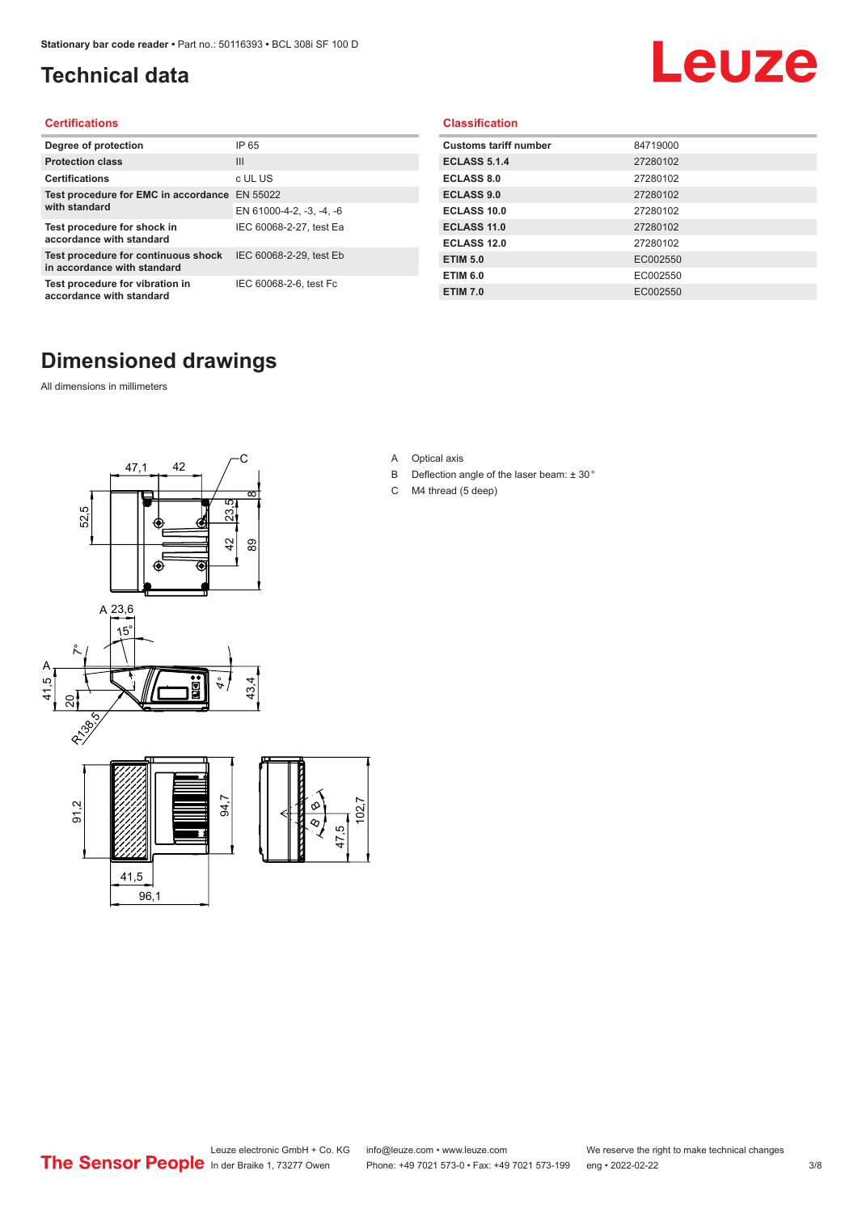# Technical data

## Certifications

| | |
|---|---|
| Degree of protection | IP 65 |
| Protection class | III |
| Certifications | c UL US |
| Test procedure for EMC in accordance with standard | EN 55022 |
| | EN 61000-4-2, -3, -4, -6 |
| Test procedure for shock in accordance with standard | IEC 60068-2-27, test Ea |
| Test procedure for continuous shock in accordance with standard | IEC 60068-2-29, test Eb |
| Test procedure for vibration in accordance with standard | IEC 60068-2-6, test Fc |

## Classification

| | |
|---|---|
| Customs tariff number | 84719000 |
| ECLASS 5.1.4 | 27280102 |
| ECLASS 8.0 | 27280102 |
| ECLASS 9.0 | 27280102 |
| ECLASS 10.0 | 27280102 |
| ECLASS 11.0 | 27280102 |
| ECLASS 12.0 | 27280102 |
| ETIM 5.0 | EC002550 |
| ETIM 6.0 | EC002550 |
| ETIM 7.0 | EC002550 |

# Dimensioned drawings

All dimensions in millimeters

A Optical axis

B Deflection angle of the laser beam: ± 30 °

C M4 thread (5 deep)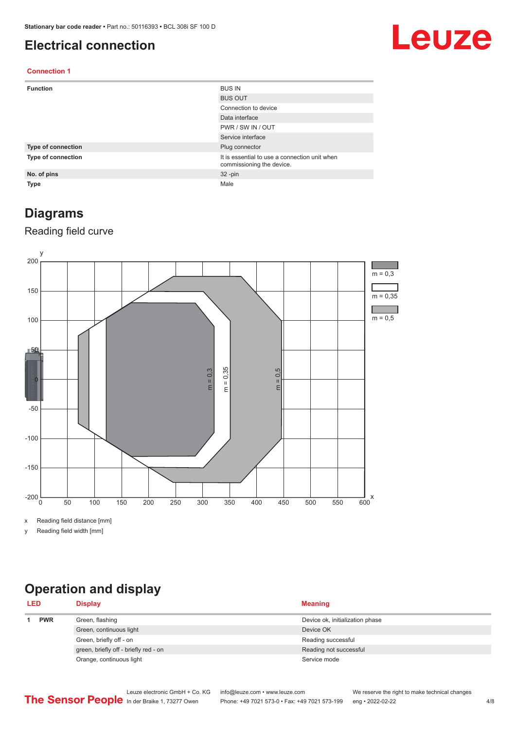# Electrical connection

**Connection 1**

| | |
|---|---|
| **Function** | BUS IN |
| | BUS OUT |
| | Connection to device |
| | Data interface |
| | PWR / SW IN / OUT |
| | Service interface |
| **Type of connection** | Plug connector |
| **Type of connection** | It is essential to use a connection unit when commissioning the device. |
| **No. of pins** | 32 -pin |
| **Type** | Male |

# Diagrams

## Reading field curve

y
200
150
100
50
0
-50
-100
-150
-200
0 50 100 150 200 250 300 350 400 450 500 550 600
x

m = 0,3
m = 0,35
m = 0,5

m = 0,3
m = 0,35
m = 0,5

x Reading field distance [mm]

y Reading field width [mm]

# Operation and display

| LED | | Display | Meaning |
|---|---|---|---|
| 1 | **PWR** | Green, flashing | Device ok, initialization phase |
| | | Green, continuous light | Device OK |
| | | Green, briefly off - on | Reading successful |
| | | green, briefly off - briefly red - on | Reading not successful |
| | | Orange, continuous light | Service mode |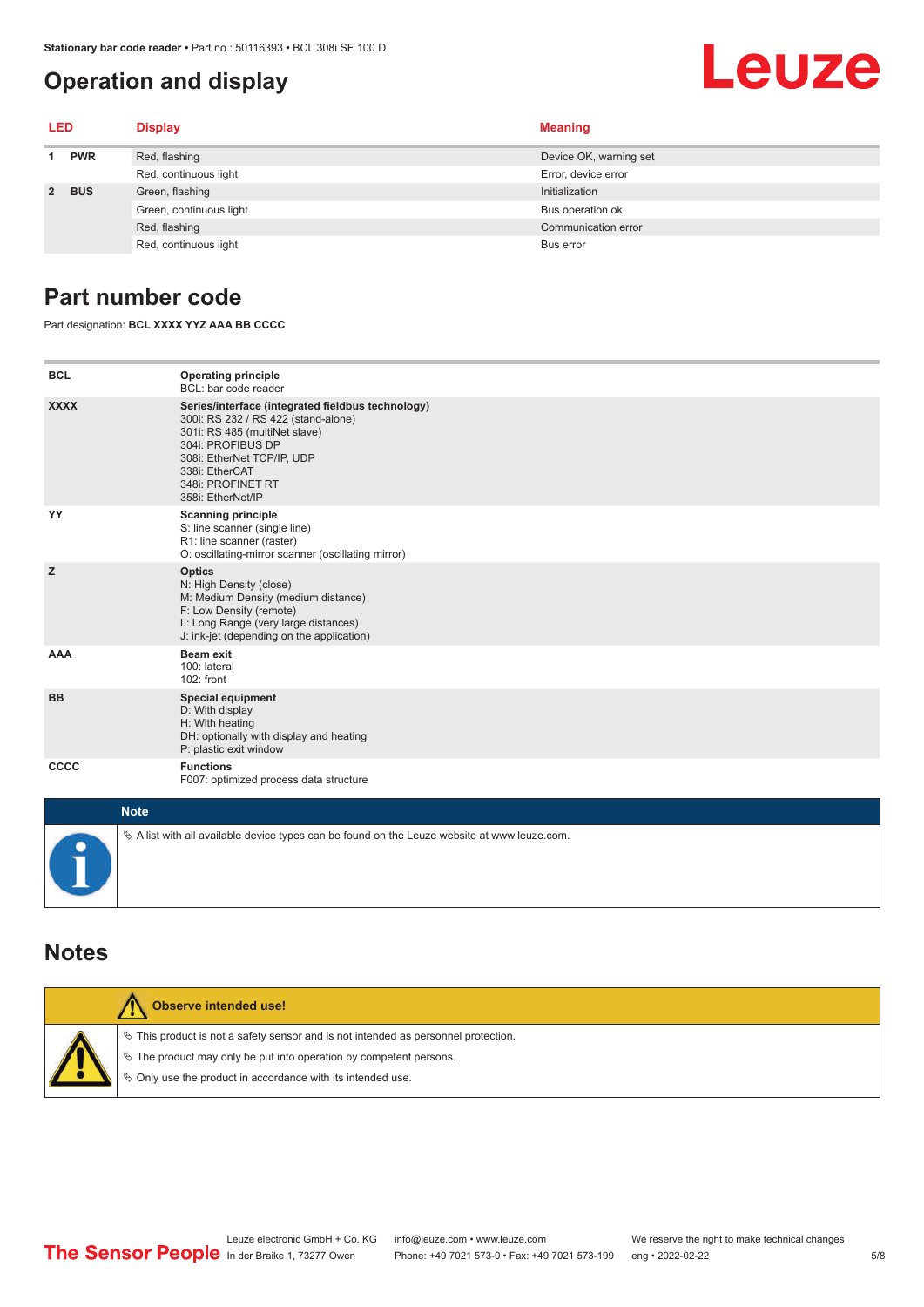# Operation and display

| LED | | Display | Meaning |
|---|---|---|---|
| 1 | PWR | Red, flashing | Device OK, warning set |
| | | Red, continuous light | Error, device error |
| 2 | BUS | Green, flashing | Initialization |
| | | Green, continuous light | Bus operation ok |
| | | Red, flashing | Communication error |
| | | Red, continuous light | Bus error |

# Part number code

Part designation: **BCL XXXX YYZ AAA BB CCCC**

| | |
|---|---|
| **BCL** | **Operating principle**<br>BCL: bar code reader |
| **XXXX** | **Series/interface (integrated fieldbus technology)**<br>300i: RS 232 / RS 422 (stand-alone)<br>301i: RS 485 (multiNet slave)<br>304i: PROFIBUS DP<br>308i: EtherNet TCP/IP, UDP<br>338i: EtherCAT<br>348i: PROFINET RT<br>358i: EtherNet/IP |
| **YY** | **Scanning principle**<br>S: line scanner (single line)<br>R1: line scanner (raster)<br>O: oscillating-mirror scanner (oscillating mirror) |
| **Z** | **Optics**<br>N: High Density (close)<br>M: Medium Density (medium distance)<br>F: Low Density (remote)<br>L: Long Range (very large distances)<br>J: ink-jet (depending on the application) |
| **AAA** | **Beam exit**<br>100: lateral<br>102: front |
| **BB** | **Special equipment**<br>D: With display<br>H: With heating<br>DH: optionally with display and heating<br>P: plastic exit window |
| **CCCC** | **Functions**<br>F007: optimized process data structure |

**Note**

↳ A list with all available device types can be found on the Leuze website at www.leuze.com.

# Notes

**Observe intended use!**

↳ This product is not a safety sensor and is not intended as personnel protection.

↳ The product may only be put into operation by competent persons.

↳ Only use the product in accordance with its intended use.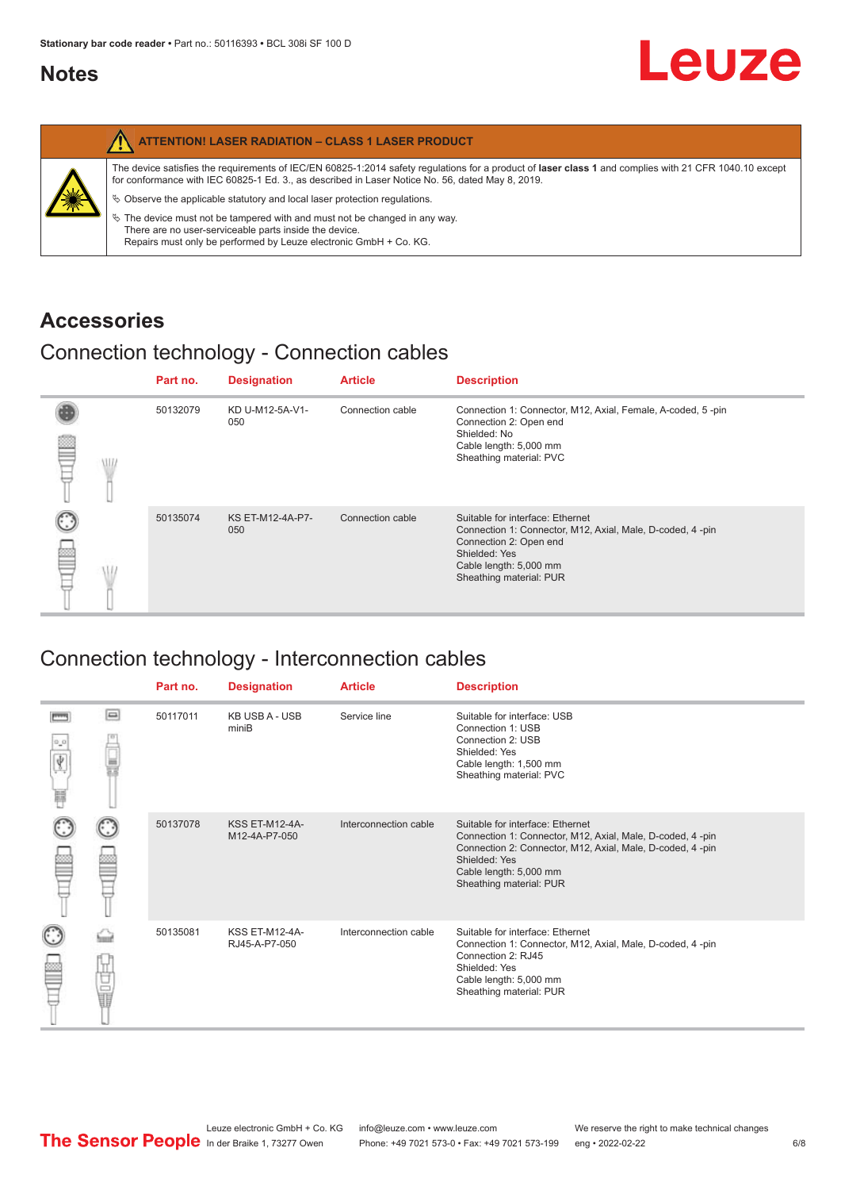## Notes

| ATTENTION! LASER RADIATION – CLASS 1 LASER PRODUCT |
|---|
| The device satisfies the requirements of IEC/EN 60825-1:2014 safety regulations for a product of **laser class 1** and complies with 21 CFR 1040.10 except for conformance with IEC 60825-1 Ed. 3., as described in Laser Notice No. 56, dated May 8, 2019.<br>↳ Observe the applicable statutory and local laser protection regulations.<br>↳ The device must not be tampered with and must not be changed in any way. There are no user-serviceable parts inside the device. Repairs must only be performed by Leuze electronic GmbH + Co. KG. |

# Accessories

## Connection technology - Connection cables

| Part no. | Designation | Article | Description |
|---|---|---|---|
| 50132079 | KD U-M12-5A-V1-050 | Connection cable | Connection 1: Connector, M12, Axial, Female, A-coded, 5 -pin<br>Connection 2: Open end<br>Shielded: No<br>Cable length: 5,000 mm<br>Sheathing material: PVC |
| 50135074 | KS ET-M12-4A-P7-050 | Connection cable | Suitable for interface: Ethernet<br>Connection 1: Connector, M12, Axial, Male, D-coded, 4 -pin<br>Connection 2: Open end<br>Shielded: Yes<br>Cable length: 5,000 mm<br>Sheathing material: PUR |

## Connection technology - Interconnection cables

| Part no. | Designation | Article | Description |
|---|---|---|---|
| 50117011 | KB USB A - USB miniB | Service line | Suitable for interface: USB<br>Connection 1: USB<br>Connection 2: USB<br>Shielded: Yes<br>Cable length: 1,500 mm<br>Sheathing material: PVC |
| 50137078 | KSS ET-M12-4A-M12-4A-P7-050 | Interconnection cable | Suitable for interface: Ethernet<br>Connection 1: Connector, M12, Axial, Male, D-coded, 4 -pin<br>Connection 2: Connector, M12, Axial, Male, D-coded, 4 -pin<br>Shielded: Yes<br>Cable length: 5,000 mm<br>Sheathing material: PUR |
| 50135081 | KSS ET-M12-4A-RJ45-A-P7-050 | Interconnection cable | Suitable for interface: Ethernet<br>Connection 1: Connector, M12, Axial, Male, D-coded, 4 -pin<br>Connection 2: RJ45<br>Shielded: Yes<br>Cable length: 5,000 mm<br>Sheathing material: PUR |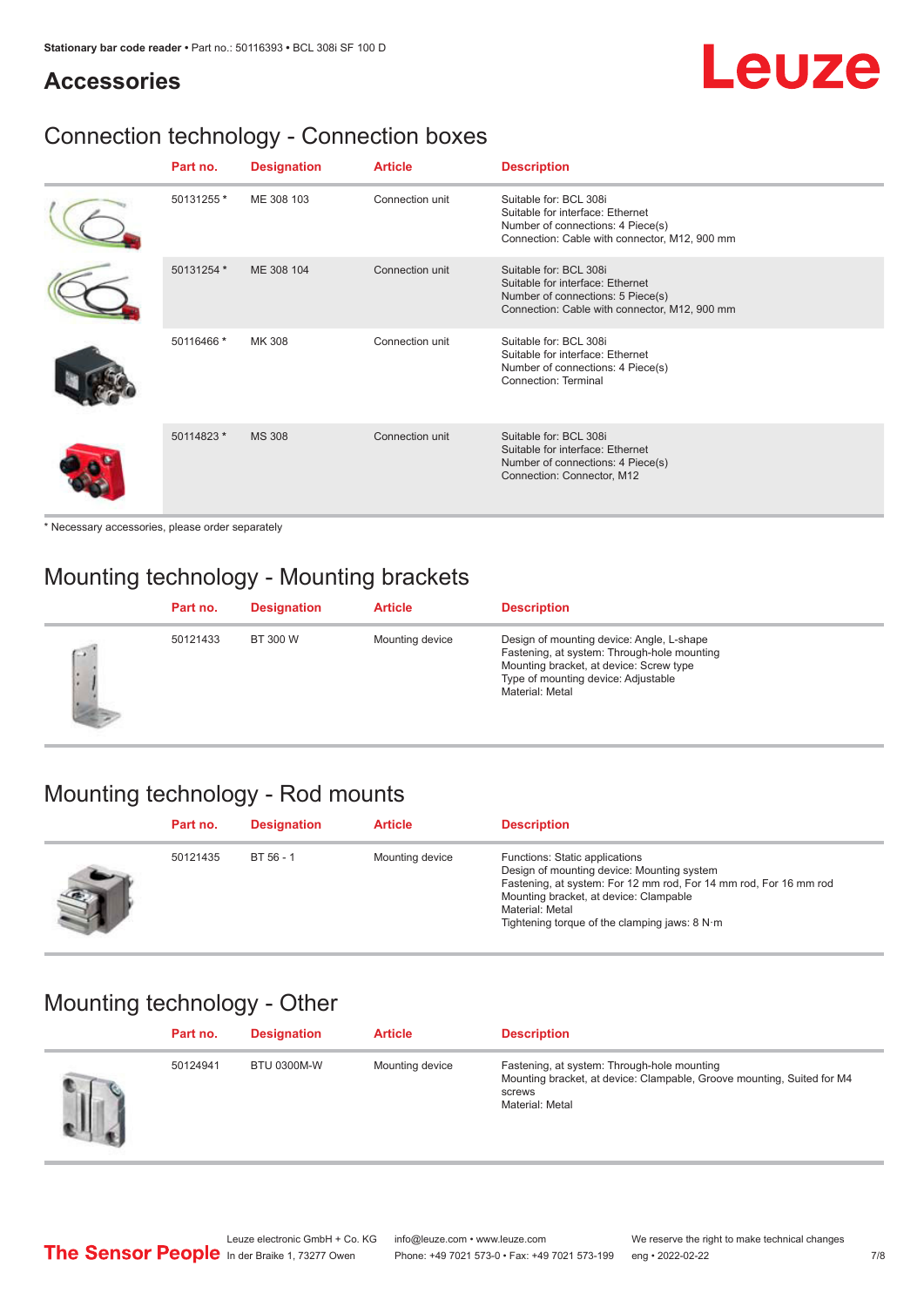# Accessories

## Connection technology - Connection boxes

| Part no. | Designation | Article | Description |
|---|---|---|---|
| 50131255 * | ME 308 103 | Connection unit | Suitable for: BCL 308i<br>Suitable for interface: Ethernet<br>Number of connections: 4 Piece(s)<br>Connection: Cable with connector, M12, 900 mm |
| 50131254 * | ME 308 104 | Connection unit | Suitable for: BCL 308i<br>Suitable for interface: Ethernet<br>Number of connections: 5 Piece(s)<br>Connection: Cable with connector, M12, 900 mm |
| 50116466 * | MK 308 | Connection unit | Suitable for: BCL 308i<br>Suitable for interface: Ethernet<br>Number of connections: 4 Piece(s)<br>Connection: Terminal |
| 50114823 * | MS 308 | Connection unit | Suitable for: BCL 308i<br>Suitable for interface: Ethernet<br>Number of connections: 4 Piece(s)<br>Connection: Connector, M12 |

* Necessary accessories, please order separately

## Mounting technology - Mounting brackets

| Part no. | Designation | Article | Description |
|---|---|---|---|
| 50121433 | BT 300 W | Mounting device | Design of mounting device: Angle, L-shape<br>Fastening, at system: Through-hole mounting<br>Mounting bracket, at device: Screw type<br>Type of mounting device: Adjustable<br>Material: Metal |

## Mounting technology - Rod mounts

| Part no. | Designation | Article | Description |
|---|---|---|---|
| 50121435 | BT 56 - 1 | Mounting device | Functions: Static applications<br>Design of mounting device: Mounting system<br>Fastening, at system: For 12 mm rod, For 14 mm rod, For 16 mm rod<br>Mounting bracket, at device: Clampable<br>Material: Metal<br>Tightening torque of the clamping jaws: 8 N·m |

## Mounting technology - Other

| Part no. | Designation | Article | Description |
|---|---|---|---|
| 50124941 | BTU 0300M-W | Mounting device | Fastening, at system: Through-hole mounting<br>Mounting bracket, at device: Clampable, Groove mounting, Suited for M4 screws<br>Material: Metal |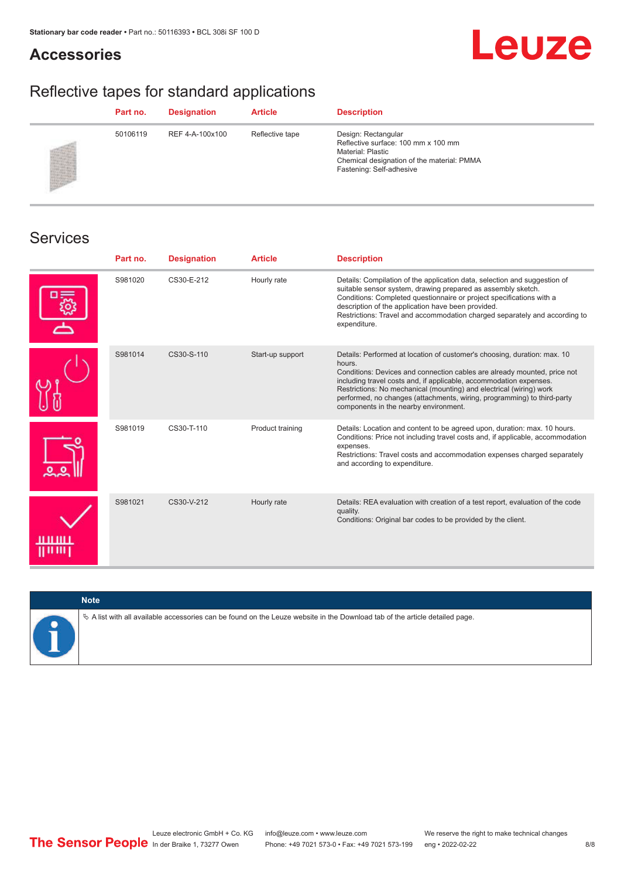## Accessories

# Reflective tapes for standard applications

| | Part no. | Designation | Article | Description |
|---|---|---|---|---|
| | 50106119 | REF 4-A-100x100 | Reflective tape | Design: Rectangular<br>Reflective surface: 100 mm x 100 mm<br>Material: Plastic<br>Chemical designation of the material: PMMA<br>Fastening: Self-adhesive |

# Services

| | Part no. | Designation | Article | Description |
|---|---|---|---|---|
| | S981020 | CS30-E-212 | Hourly rate | Details: Compilation of the application data, selection and suggestion of suitable sensor system, drawing prepared as assembly sketch.<br>Conditions: Completed questionnaire or project specifications with a description of the application have been provided.<br>Restrictions: Travel and accommodation charged separately and according to expenditure. |
| | S981014 | CS30-S-110 | Start-up support | Details: Performed at location of customer's choosing, duration: max. 10 hours.<br>Conditions: Devices and connection cables are already mounted, price not including travel costs and, if applicable, accommodation expenses.<br>Restrictions: No mechanical (mounting) and electrical (wiring) work performed, no changes (attachments, wiring, programming) to third-party components in the nearby environment. |
| | S981019 | CS30-T-110 | Product training | Details: Location and content to be agreed upon, duration: max. 10 hours.<br>Conditions: Price not including travel costs and, if applicable, accommodation expenses.<br>Restrictions: Travel costs and accommodation expenses charged separately and according to expenditure. |
| | S981021 | CS30-V-212 | Hourly rate | Details: REA evaluation with creation of a test report, evaluation of the code quality.<br>Conditions: Original bar codes to be provided by the client. |

**Note**

↳ A list with all available accessories can be found on the Leuze website in the Download tab of the article detailed page.